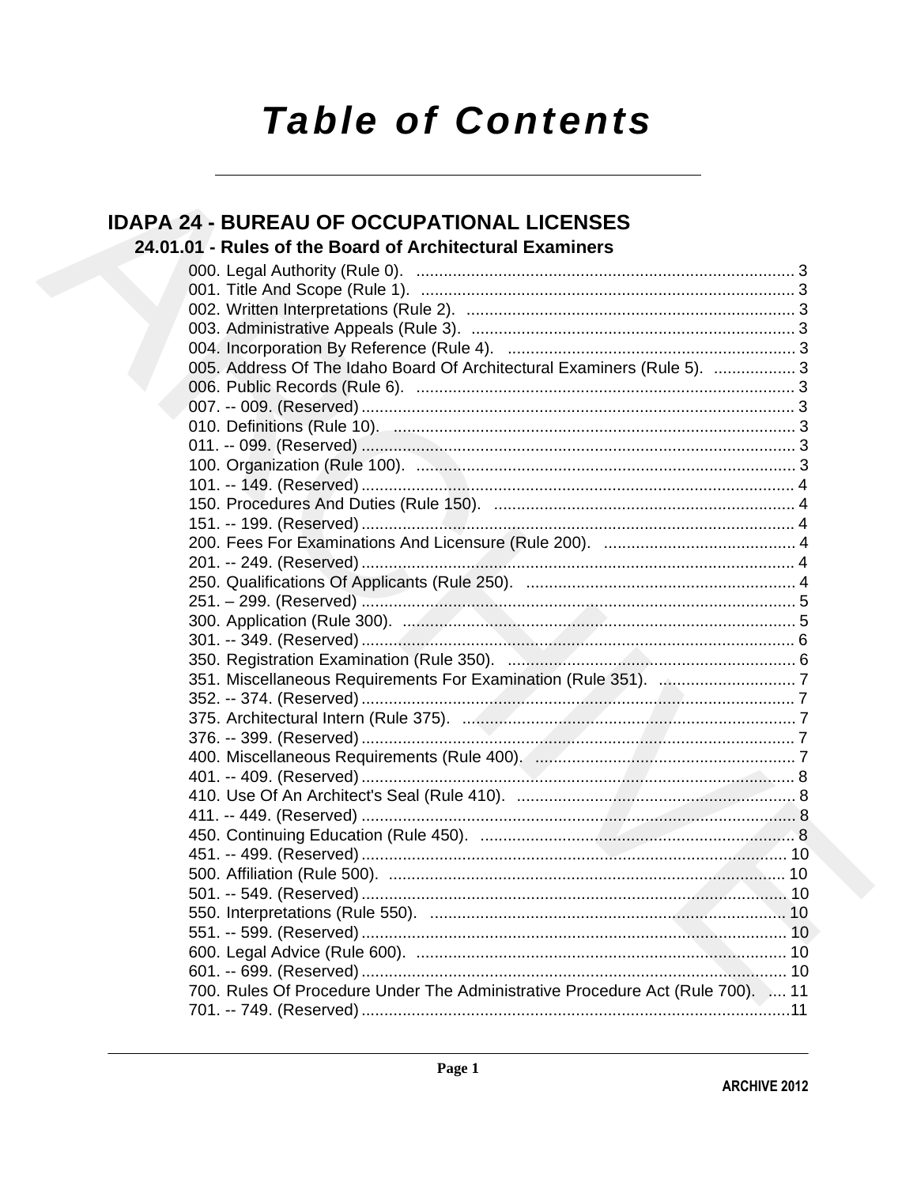# Table of Contents

## IDAPA 24 - BUREAU OF OCCUPATIONAL LICENSES

### 24.01.01 - Rules of the Board of Architectural Examiners

000. Legal Authority (Rule 0). .... 3
001. Title And Scope (Rule 1). .... 3
002. Written Interpretations (Rule 2). .... 3
003. Administrative Appeals (Rule 3). .... 3
004. Incorporation By Reference (Rule 4). .... 3
005. Address Of The Idaho Board Of Architectural Examiners (Rule 5). .... 3
006. Public Records (Rule 6). .... 3
007. -- 009. (Reserved) .... 3
010. Definitions (Rule 10). .... 3
011. -- 099. (Reserved) .... 3
100. Organization (Rule 100). .... 3
101. -- 149. (Reserved) .... 4
150. Procedures And Duties (Rule 150). .... 4
151. -- 199. (Reserved) .... 4
200. Fees For Examinations And Licensure (Rule 200). .... 4
201. -- 249. (Reserved) .... 4
250. Qualifications Of Applicants (Rule 250). .... 4
251. – 299. (Reserved) .... 5
300. Application (Rule 300). .... 5
301. -- 349. (Reserved) .... 6
350. Registration Examination (Rule 350). .... 6
351. Miscellaneous Requirements For Examination (Rule 351). .... 7
352. -- 374. (Reserved) .... 7
375. Architectural Intern (Rule 375). .... 7
376. -- 399. (Reserved) .... 7
400. Miscellaneous Requirements (Rule 400). .... 7
401. -- 409. (Reserved) .... 8
410. Use Of An Architect's Seal (Rule 410). .... 8
411. -- 449. (Reserved) .... 8
450. Continuing Education (Rule 450). .... 8
451. -- 499. (Reserved) .... 10
500. Affiliation (Rule 500). .... 10
501. -- 549. (Reserved) .... 10
550. Interpretations (Rule 550). .... 10
551. -- 599. (Reserved) .... 10
600. Legal Advice (Rule 600). .... 10
601. -- 699. (Reserved) .... 10
700. Rules Of Procedure Under The Administrative Procedure Act (Rule 700). .... 11
701. -- 749. (Reserved) .... 11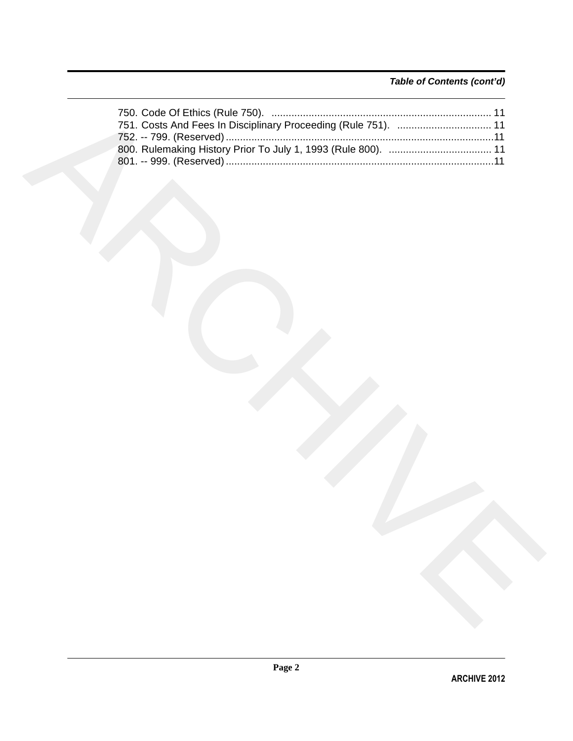*Table of Contents (cont'd)*

750. Code Of Ethics (Rule 750). ........................................................................... 11
751. Costs And Fees In Disciplinary Proceeding (Rule 751). ................................ 11
752. -- 799. (Reserved) ............................................................................................11
800. Rulemaking History Prior To July 1, 1993 (Rule 800). ................................... 11
801. -- 999. (Reserved) ............................................................................................11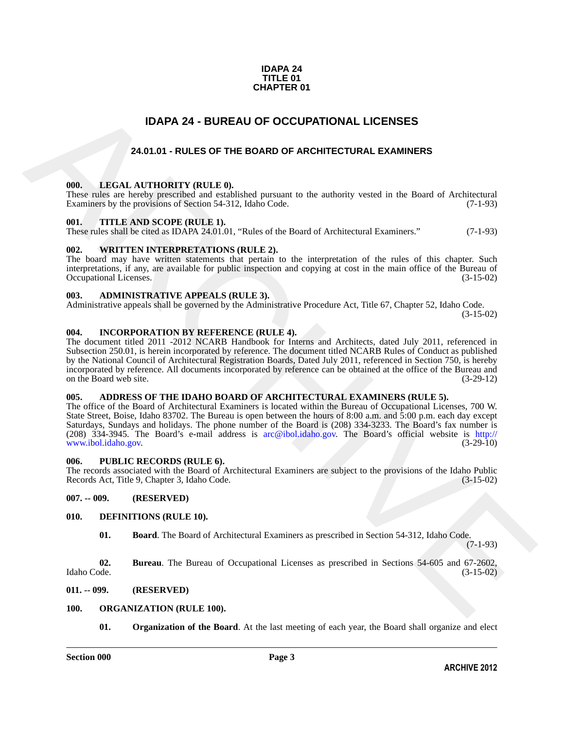**IDAPA 24**
**TITLE 01**
**CHAPTER 01**

# IDAPA 24 - BUREAU OF OCCUPATIONAL LICENSES

## 24.01.01 - RULES OF THE BOARD OF ARCHITECTURAL EXAMINERS

**000. LEGAL AUTHORITY (RULE 0).**
These rules are hereby prescribed and established pursuant to the authority vested in the Board of Architectural Examiners by the provisions of Section 54-312, Idaho Code. (7-1-93)

**001. TITLE AND SCOPE (RULE 1).**
These rules shall be cited as IDAPA 24.01.01, "Rules of the Board of Architectural Examiners." (7-1-93)

**002. WRITTEN INTERPRETATIONS (RULE 2).**
The board may have written statements that pertain to the interpretation of the rules of this chapter. Such interpretations, if any, are available for public inspection and copying at cost in the main office of the Bureau of Occupational Licenses. (3-15-02)

**003. ADMINISTRATIVE APPEALS (RULE 3).**
Administrative appeals shall be governed by the Administrative Procedure Act, Title 67, Chapter 52, Idaho Code. (3-15-02)

**004. INCORPORATION BY REFERENCE (RULE 4).**
The document titled 2011 -2012 NCARB Handbook for Interns and Architects, dated July 2011, referenced in Subsection 250.01, is herein incorporated by reference. The document titled NCARB Rules of Conduct as published by the National Council of Architectural Registration Boards, Dated July 2011, referenced in Section 750, is hereby incorporated by reference. All documents incorporated by reference can be obtained at the office of the Bureau and on the Board web site. (3-29-12)

**005. ADDRESS OF THE IDAHO BOARD OF ARCHITECTURAL EXAMINERS (RULE 5).**
The office of the Board of Architectural Examiners is located within the Bureau of Occupational Licenses, 700 W. State Street, Boise, Idaho 83702. The Bureau is open between the hours of 8:00 a.m. and 5:00 p.m. each day except Saturdays, Sundays and holidays. The phone number of the Board is (208) 334-3233. The Board's fax number is (208) 334-3945. The Board's e-mail address is arc@ibol.idaho.gov. The Board's official website is http://www.ibol.idaho.gov. (3-29-10)

**006. PUBLIC RECORDS (RULE 6).**
The records associated with the Board of Architectural Examiners are subject to the provisions of the Idaho Public Records Act, Title 9, Chapter 3, Idaho Code. (3-15-02)

**007. -- 009. (RESERVED)**

**010. DEFINITIONS (RULE 10).**

**01. Board**. The Board of Architectural Examiners as prescribed in Section 54-312, Idaho Code. (7-1-93)

**02. Bureau**. The Bureau of Occupational Licenses as prescribed in Sections 54-605 and 67-2602, Idaho Code. (3-15-02)

**011. -- 099. (RESERVED)**

**100. ORGANIZATION (RULE 100).**

**01. Organization of the Board**. At the last meeting of each year, the Board shall organize and elect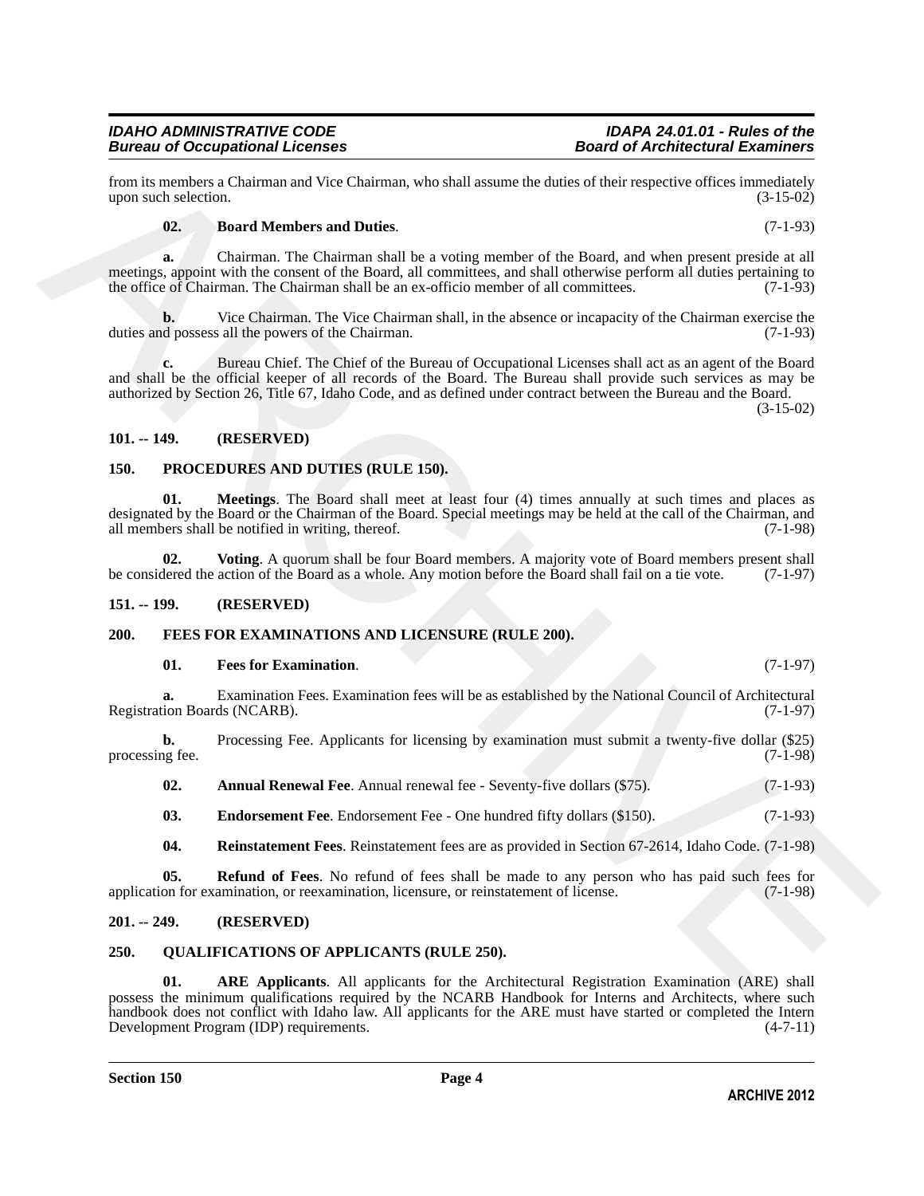from its members a Chairman and Vice Chairman, who shall assume the duties of their respective offices immediately upon such selection. (3-15-02)

**02. Board Members and Duties**. (7-1-93)

**a.** Chairman. The Chairman shall be a voting member of the Board, and when present preside at all meetings, appoint with the consent of the Board, all committees, and shall otherwise perform all duties pertaining to the office of Chairman. The Chairman shall be an ex-officio member of all committees. (7-1-93)

**b.** Vice Chairman. The Vice Chairman shall, in the absence or incapacity of the Chairman exercise the duties and possess all the powers of the Chairman. (7-1-93)

**c.** Bureau Chief. The Chief of the Bureau of Occupational Licenses shall act as an agent of the Board and shall be the official keeper of all records of the Board. The Bureau shall provide such services as may be authorized by Section 26, Title 67, Idaho Code, and as defined under contract between the Bureau and the Board. (3-15-02)

## 101. -- 149. (RESERVED)

## 150. PROCEDURES AND DUTIES (RULE 150).

**01. Meetings**. The Board shall meet at least four (4) times annually at such times and places as designated by the Board or the Chairman of the Board. Special meetings may be held at the call of the Chairman, and all members shall be notified in writing, thereof. (7-1-98)

**02. Voting**. A quorum shall be four Board members. A majority vote of Board members present shall be considered the action of the Board as a whole. Any motion before the Board shall fail on a tie vote. (7-1-97)

## 151. -- 199. (RESERVED)

## 200. FEES FOR EXAMINATIONS AND LICENSURE (RULE 200).

**01. Fees for Examination**. (7-1-97)

**a.** Examination Fees. Examination fees will be as established by the National Council of Architectural Registration Boards (NCARB). (7-1-97)

**b.** Processing Fee. Applicants for licensing by examination must submit a twenty-five dollar ($25) processing fee. (7-1-98)

**02. Annual Renewal Fee**. Annual renewal fee - Seventy-five dollars ($75). (7-1-93)

**03. Endorsement Fee**. Endorsement Fee - One hundred fifty dollars ($150). (7-1-93)

**04. Reinstatement Fees**. Reinstatement fees are as provided in Section 67-2614, Idaho Code. (7-1-98)

**05. Refund of Fees**. No refund of fees shall be made to any person who has paid such fees for application for examination, or reexamination, licensure, or reinstatement of license. (7-1-98)

## 201. -- 249. (RESERVED)

## 250. QUALIFICATIONS OF APPLICANTS (RULE 250).

**01. ARE Applicants**. All applicants for the Architectural Registration Examination (ARE) shall possess the minimum qualifications required by the NCARB Handbook for Interns and Architects, where such handbook does not conflict with Idaho law. All applicants for the ARE must have started or completed the Intern Development Program (IDP) requirements. (4-7-11)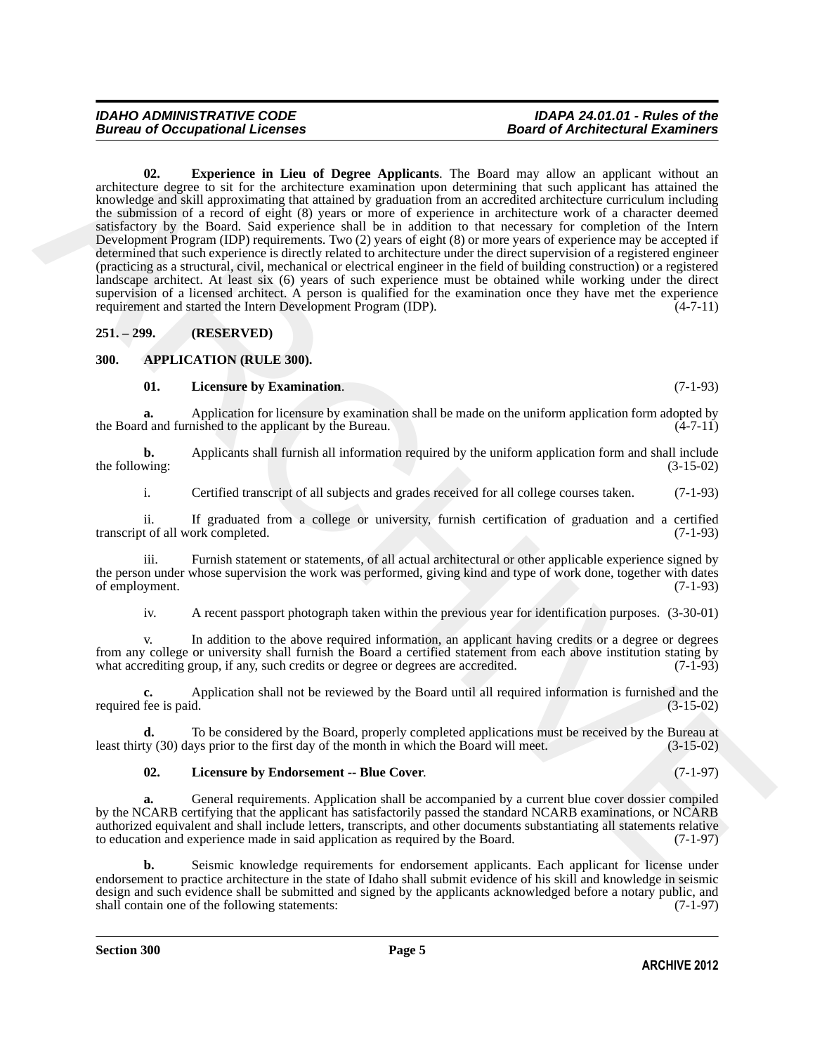**02. Experience in Lieu of Degree Applicants**. The Board may allow an applicant without an architecture degree to sit for the architecture examination upon determining that such applicant has attained the knowledge and skill approximating that attained by graduation from an accredited architecture curriculum including the submission of a record of eight (8) years or more of experience in architecture work of a character deemed satisfactory by the Board. Said experience shall be in addition to that necessary for completion of the Intern Development Program (IDP) requirements. Two (2) years of eight (8) or more years of experience may be accepted if determined that such experience is directly related to architecture under the direct supervision of a registered engineer (practicing as a structural, civil, mechanical or electrical engineer in the field of building construction) or a registered landscape architect. At least six (6) years of such experience must be obtained while working under the direct supervision of a licensed architect. A person is qualified for the examination once they have met the experience requirement and started the Intern Development Program (IDP). (4-7-11)

## 251. – 299. (RESERVED)

## 300. APPLICATION (RULE 300).

**01. Licensure by Examination**. (7-1-93)

**a.** Application for licensure by examination shall be made on the uniform application form adopted by the Board and furnished to the applicant by the Bureau. (4-7-11)

**b.** Applicants shall furnish all information required by the uniform application form and shall include the following: (3-15-02)

i. Certified transcript of all subjects and grades received for all college courses taken. (7-1-93)

ii. If graduated from a college or university, furnish certification of graduation and a certified transcript of all work completed. (7-1-93)

iii. Furnish statement or statements, of all actual architectural or other applicable experience signed by the person under whose supervision the work was performed, giving kind and type of work done, together with dates of employment. (7-1-93)

iv. A recent passport photograph taken within the previous year for identification purposes. (3-30-01)

v. In addition to the above required information, an applicant having credits or a degree or degrees from any college or university shall furnish the Board a certified statement from each above institution stating by what accrediting group, if any, such credits or degree or degrees are accredited. (7-1-93)

**c.** Application shall not be reviewed by the Board until all required information is furnished and the required fee is paid. (3-15-02)

**d.** To be considered by the Board, properly completed applications must be received by the Bureau at least thirty (30) days prior to the first day of the month in which the Board will meet. (3-15-02)

**02. Licensure by Endorsement -- Blue Cover**. (7-1-97)

**a.** General requirements. Application shall be accompanied by a current blue cover dossier compiled by the NCARB certifying that the applicant has satisfactorily passed the standard NCARB examinations, or NCARB authorized equivalent and shall include letters, transcripts, and other documents substantiating all statements relative to education and experience made in said application as required by the Board. (7-1-97)

**b.** Seismic knowledge requirements for endorsement applicants. Each applicant for license under endorsement to practice architecture in the state of Idaho shall submit evidence of his skill and knowledge in seismic design and such evidence shall be submitted and signed by the applicants acknowledged before a notary public, and shall contain one of the following statements: (7-1-97)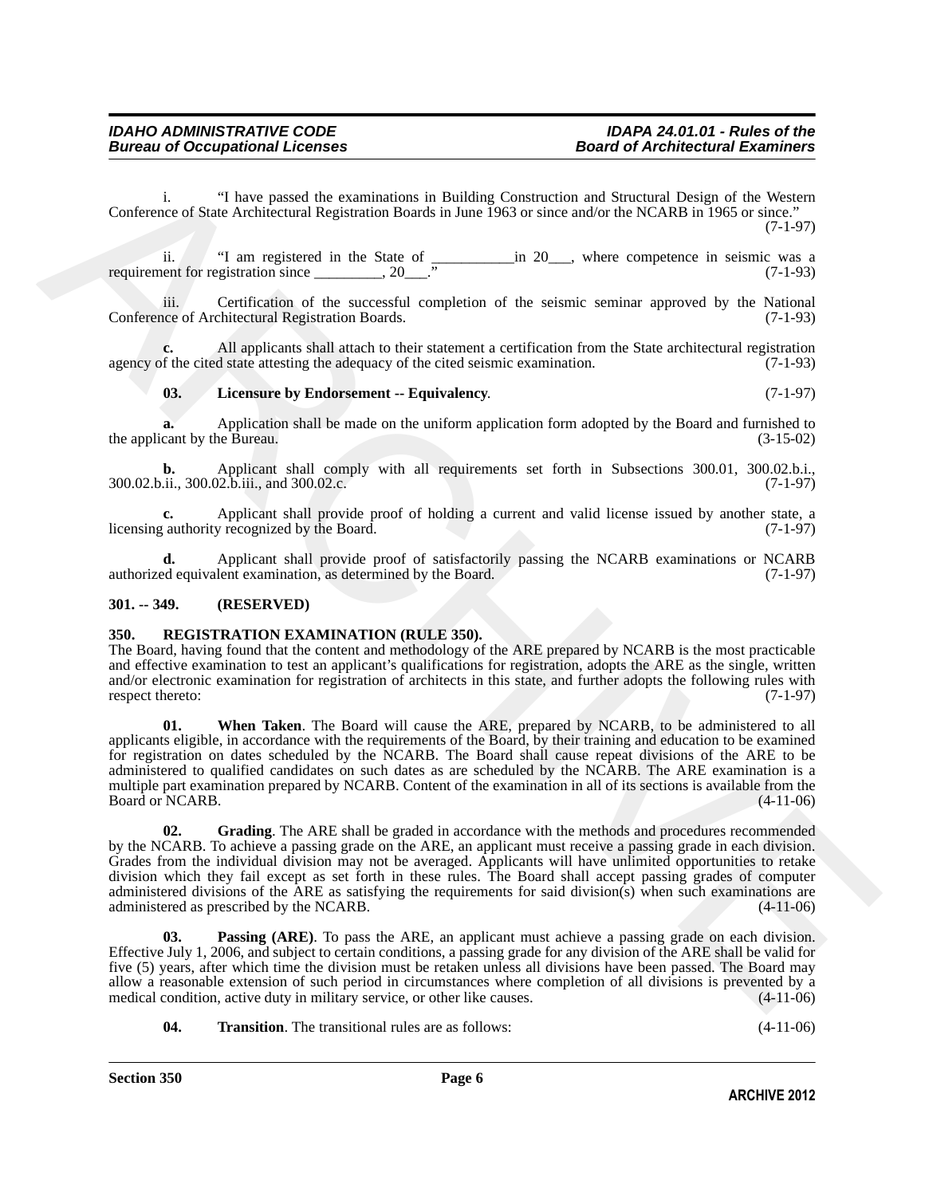i. "I have passed the examinations in Building Construction and Structural Design of the Western Conference of State Architectural Registration Boards in June 1963 or since and/or the NCARB in 1965 or since." (7-1-97)

ii. "I am registered in the State of ___________in 20___, where competence in seismic was a requirement for registration since _________, 20___." (7-1-93)

iii. Certification of the successful completion of the seismic seminar approved by the National Conference of Architectural Registration Boards. (7-1-93)

**c.** All applicants shall attach to their statement a certification from the State architectural registration agency of the cited state attesting the adequacy of the cited seismic examination. (7-1-93)

**03. Licensure by Endorsement -- Equivalency**. (7-1-97)

**a.** Application shall be made on the uniform application form adopted by the Board and furnished to the applicant by the Bureau. (3-15-02)

**b.** Applicant shall comply with all requirements set forth in Subsections 300.01, 300.02.b.i., 300.02.b.ii., 300.02.b.iii., and 300.02.c. (7-1-97)

**c.** Applicant shall provide proof of holding a current and valid license issued by another state, a licensing authority recognized by the Board. (7-1-97)

**d.** Applicant shall provide proof of satisfactorily passing the NCARB examinations or NCARB authorized equivalent examination, as determined by the Board. (7-1-97)

## 301. -- 349. (RESERVED)

## 350. REGISTRATION EXAMINATION (RULE 350).

The Board, having found that the content and methodology of the ARE prepared by NCARB is the most practicable and effective examination to test an applicant's qualifications for registration, adopts the ARE as the single, written and/or electronic examination for registration of architects in this state, and further adopts the following rules with respect thereto: (7-1-97)

**01. When Taken**. The Board will cause the ARE, prepared by NCARB, to be administered to all applicants eligible, in accordance with the requirements of the Board, by their training and education to be examined for registration on dates scheduled by the NCARB. The Board shall cause repeat divisions of the ARE to be administered to qualified candidates on such dates as are scheduled by the NCARB. The ARE examination is a multiple part examination prepared by NCARB. Content of the examination in all of its sections is available from the Board or NCARB. (4-11-06)

**02. Grading**. The ARE shall be graded in accordance with the methods and procedures recommended by the NCARB. To achieve a passing grade on the ARE, an applicant must receive a passing grade in each division. Grades from the individual division may not be averaged. Applicants will have unlimited opportunities to retake division which they fail except as set forth in these rules. The Board shall accept passing grades of computer administered divisions of the ARE as satisfying the requirements for said division(s) when such examinations are administered as prescribed by the NCARB. (4-11-06)

**03. Passing (ARE)**. To pass the ARE, an applicant must achieve a passing grade on each division. Effective July 1, 2006, and subject to certain conditions, a passing grade for any division of the ARE shall be valid for five (5) years, after which time the division must be retaken unless all divisions have been passed. The Board may allow a reasonable extension of such period in circumstances where completion of all divisions is prevented by a medical condition, active duty in military service, or other like causes. (4-11-06)

**04. Transition**. The transitional rules are as follows: (4-11-06)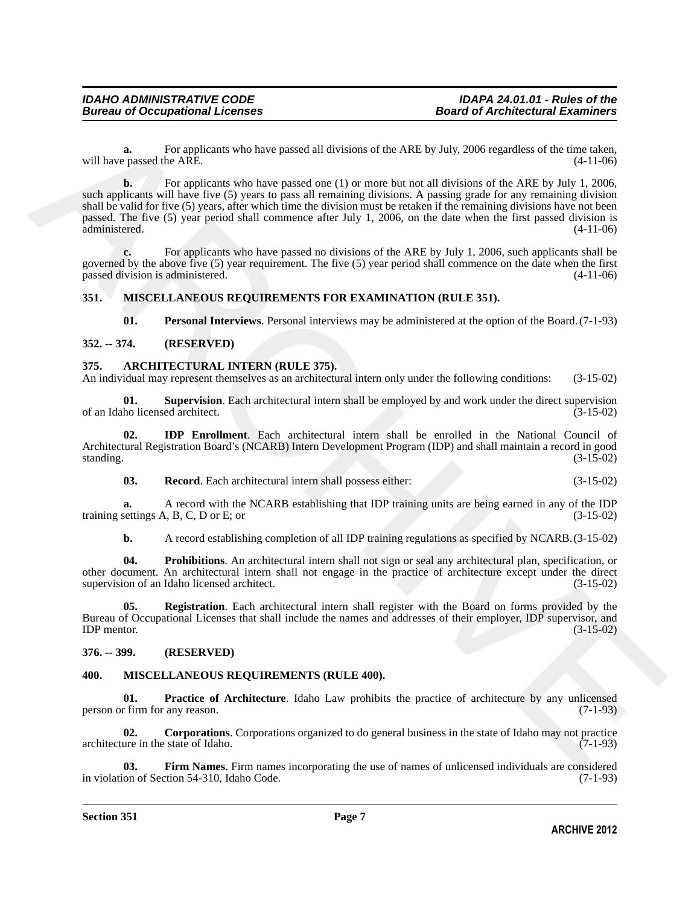**a.** For applicants who have passed all divisions of the ARE by July, 2006 regardless of the time taken, will have passed the ARE. (4-11-06)

**b.** For applicants who have passed one (1) or more but not all divisions of the ARE by July 1, 2006, such applicants will have five (5) years to pass all remaining divisions. A passing grade for any remaining division shall be valid for five (5) years, after which time the division must be retaken if the remaining divisions have not been passed. The five (5) year period shall commence after July 1, 2006, on the date when the first passed division is administered. (4-11-06)

**c.** For applicants who have passed no divisions of the ARE by July 1, 2006, such applicants shall be governed by the above five (5) year requirement. The five (5) year period shall commence on the date when the first passed division is administered. (4-11-06)

### 351. MISCELLANEOUS REQUIREMENTS FOR EXAMINATION (RULE 351).

**01. Personal Interviews**. Personal interviews may be administered at the option of the Board. (7-1-93)

### 352. -- 374. (RESERVED)

### 375. ARCHITECTURAL INTERN (RULE 375).

An individual may represent themselves as an architectural intern only under the following conditions: (3-15-02)

**01. Supervision**. Each architectural intern shall be employed by and work under the direct supervision of an Idaho licensed architect. (3-15-02)

**02. IDP Enrollment**. Each architectural intern shall be enrolled in the National Council of Architectural Registration Board's (NCARB) Intern Development Program (IDP) and shall maintain a record in good standing. (3-15-02)

**03. Record**. Each architectural intern shall possess either: (3-15-02)

**a.** A record with the NCARB establishing that IDP training units are being earned in any of the IDP training settings A, B, C, D or E; or (3-15-02)

**b.** A record establishing completion of all IDP training regulations as specified by NCARB. (3-15-02)

**04. Prohibitions**. An architectural intern shall not sign or seal any architectural plan, specification, or other document. An architectural intern shall not engage in the practice of architecture except under the direct supervision of an Idaho licensed architect. (3-15-02)

**05. Registration**. Each architectural intern shall register with the Board on forms provided by the Bureau of Occupational Licenses that shall include the names and addresses of their employer, IDP supervisor, and IDP mentor. (3-15-02)

### 376. -- 399. (RESERVED)

### 400. MISCELLANEOUS REQUIREMENTS (RULE 400).

**01. Practice of Architecture**. Idaho Law prohibits the practice of architecture by any unlicensed person or firm for any reason. (7-1-93)

**02. Corporations**. Corporations organized to do general business in the state of Idaho may not practice architecture in the state of Idaho. (7-1-93)

**03. Firm Names**. Firm names incorporating the use of names of unlicensed individuals are considered in violation of Section 54-310, Idaho Code. (7-1-93)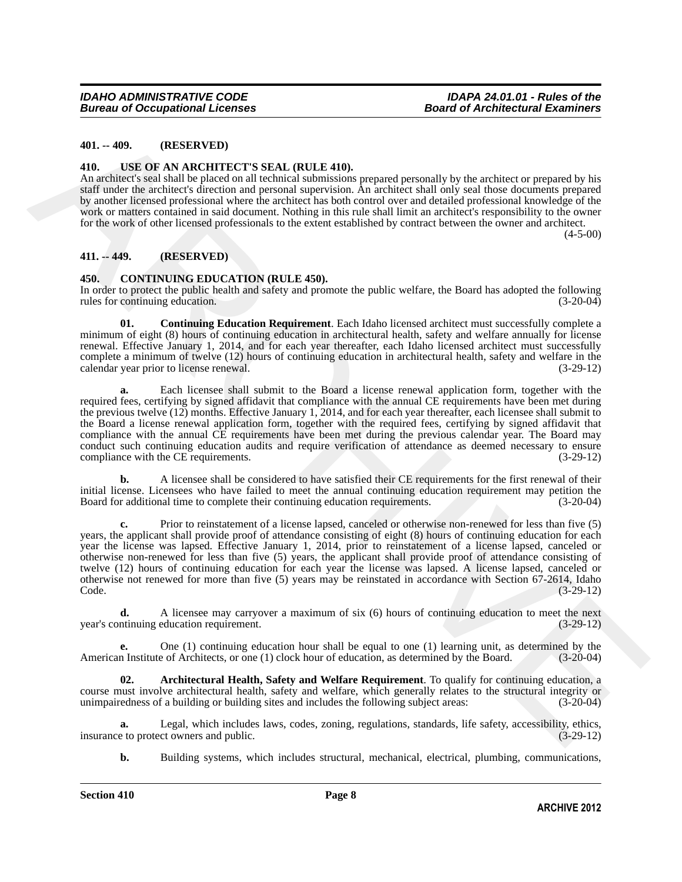### 401. -- 409. (RESERVED)

### 410. USE OF AN ARCHITECT'S SEAL (RULE 410).

An architect's seal shall be placed on all technical submissions prepared personally by the architect or prepared by his staff under the architect's direction and personal supervision. An architect shall only seal those documents prepared by another licensed professional where the architect has both control over and detailed professional knowledge of the work or matters contained in said document. Nothing in this rule shall limit an architect's responsibility to the owner for the work of other licensed professionals to the extent established by contract between the owner and architect. (4-5-00)

### 411. -- 449. (RESERVED)

### 450. CONTINUING EDUCATION (RULE 450).

In order to protect the public health and safety and promote the public welfare, the Board has adopted the following rules for continuing education. (3-20-04)

**01. Continuing Education Requirement**. Each Idaho licensed architect must successfully complete a minimum of eight (8) hours of continuing education in architectural health, safety and welfare annually for license renewal. Effective January 1, 2014, and for each year thereafter, each Idaho licensed architect must successfully complete a minimum of twelve (12) hours of continuing education in architectural health, safety and welfare in the calendar year prior to license renewal. (3-29-12)

**a.** Each licensee shall submit to the Board a license renewal application form, together with the required fees, certifying by signed affidavit that compliance with the annual CE requirements have been met during the previous twelve (12) months. Effective January 1, 2014, and for each year thereafter, each licensee shall submit to the Board a license renewal application form, together with the required fees, certifying by signed affidavit that compliance with the annual CE requirements have been met during the previous calendar year. The Board may conduct such continuing education audits and require verification of attendance as deemed necessary to ensure compliance with the CE requirements. (3-29-12)

**b.** A licensee shall be considered to have satisfied their CE requirements for the first renewal of their initial license. Licensees who have failed to meet the annual continuing education requirement may petition the Board for additional time to complete their continuing education requirements. (3-20-04)

**c.** Prior to reinstatement of a license lapsed, canceled or otherwise non-renewed for less than five (5) years, the applicant shall provide proof of attendance consisting of eight (8) hours of continuing education for each year the license was lapsed. Effective January 1, 2014, prior to reinstatement of a license lapsed, canceled or otherwise non-renewed for less than five (5) years, the applicant shall provide proof of attendance consisting of twelve (12) hours of continuing education for each year the license was lapsed. A license lapsed, canceled or otherwise not renewed for more than five (5) years may be reinstated in accordance with Section 67-2614, Idaho Code. (3-29-12)

**d.** A licensee may carryover a maximum of six (6) hours of continuing education to meet the next year's continuing education requirement. (3-29-12)

**e.** One (1) continuing education hour shall be equal to one (1) learning unit, as determined by the American Institute of Architects, or one (1) clock hour of education, as determined by the Board. (3-20-04)

**02. Architectural Health, Safety and Welfare Requirement**. To qualify for continuing education, a course must involve architectural health, safety and welfare, which generally relates to the structural integrity or unimpairedness of a building or building sites and includes the following subject areas: (3-20-04)

**a.** Legal, which includes laws, codes, zoning, regulations, standards, life safety, accessibility, ethics, insurance to protect owners and public. (3-29-12)

**b.** Building systems, which includes structural, mechanical, electrical, plumbing, communications,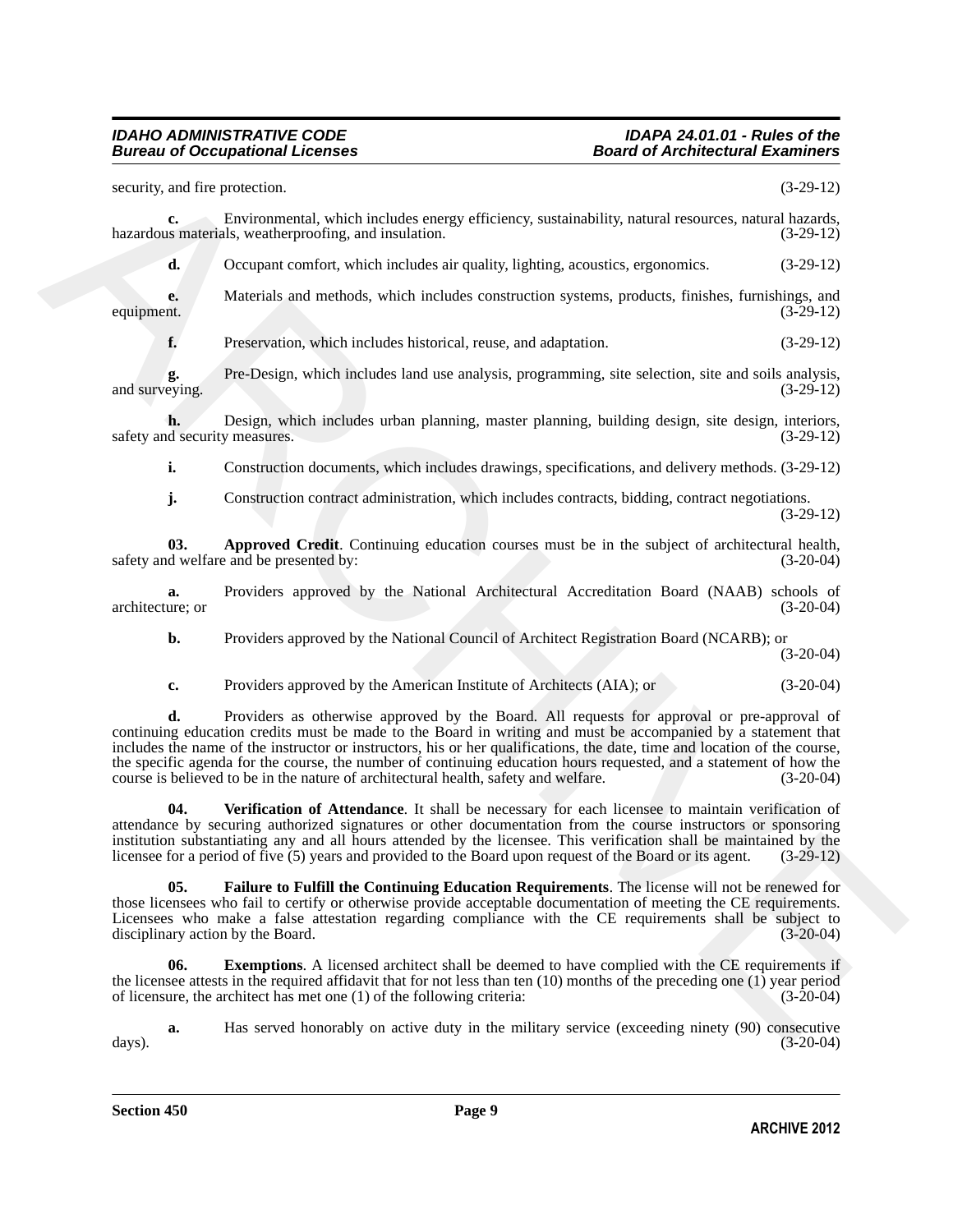security, and fire protection. (3-29-12)

**c.** Environmental, which includes energy efficiency, sustainability, natural resources, natural hazards, hazardous materials, weatherproofing, and insulation. (3-29-12)

**d.** Occupant comfort, which includes air quality, lighting, acoustics, ergonomics. (3-29-12)

**e.** Materials and methods, which includes construction systems, products, finishes, furnishings, and equipment. (3-29-12)

**f.** Preservation, which includes historical, reuse, and adaptation. (3-29-12)

**g.** Pre-Design, which includes land use analysis, programming, site selection, site and soils analysis, and surveying. (3-29-12)

**h.** Design, which includes urban planning, master planning, building design, site design, interiors, safety and security measures. (3-29-12)

**i.** Construction documents, which includes drawings, specifications, and delivery methods. (3-29-12)

**j.** Construction contract administration, which includes contracts, bidding, contract negotiations. (3-29-12)

**03. Approved Credit**. Continuing education courses must be in the subject of architectural health, safety and welfare and be presented by: (3-20-04)

**a.** Providers approved by the National Architectural Accreditation Board (NAAB) schools of architecture; or (3-20-04)

**b.** Providers approved by the National Council of Architect Registration Board (NCARB); or (3-20-04)

**c.** Providers approved by the American Institute of Architects (AIA); or (3-20-04)

**d.** Providers as otherwise approved by the Board. All requests for approval or pre-approval of continuing education credits must be made to the Board in writing and must be accompanied by a statement that includes the name of the instructor or instructors, his or her qualifications, the date, time and location of the course, the specific agenda for the course, the number of continuing education hours requested, and a statement of how the course is believed to be in the nature of architectural health, safety and welfare. (3-20-04)

**04. Verification of Attendance**. It shall be necessary for each licensee to maintain verification of attendance by securing authorized signatures or other documentation from the course instructors or sponsoring institution substantiating any and all hours attended by the licensee. This verification shall be maintained by the licensee for a period of five (5) years and provided to the Board upon request of the Board or its agent. (3-29-12)

**05. Failure to Fulfill the Continuing Education Requirements**. The license will not be renewed for those licensees who fail to certify or otherwise provide acceptable documentation of meeting the CE requirements. Licensees who make a false attestation regarding compliance with the CE requirements shall be subject to disciplinary action by the Board. (3-20-04)

**06. Exemptions**. A licensed architect shall be deemed to have complied with the CE requirements if the licensee attests in the required affidavit that for not less than ten (10) months of the preceding one (1) year period of licensure, the architect has met one (1) of the following criteria: (3-20-04)

**a.** Has served honorably on active duty in the military service (exceeding ninety (90) consecutive days). (3-20-04)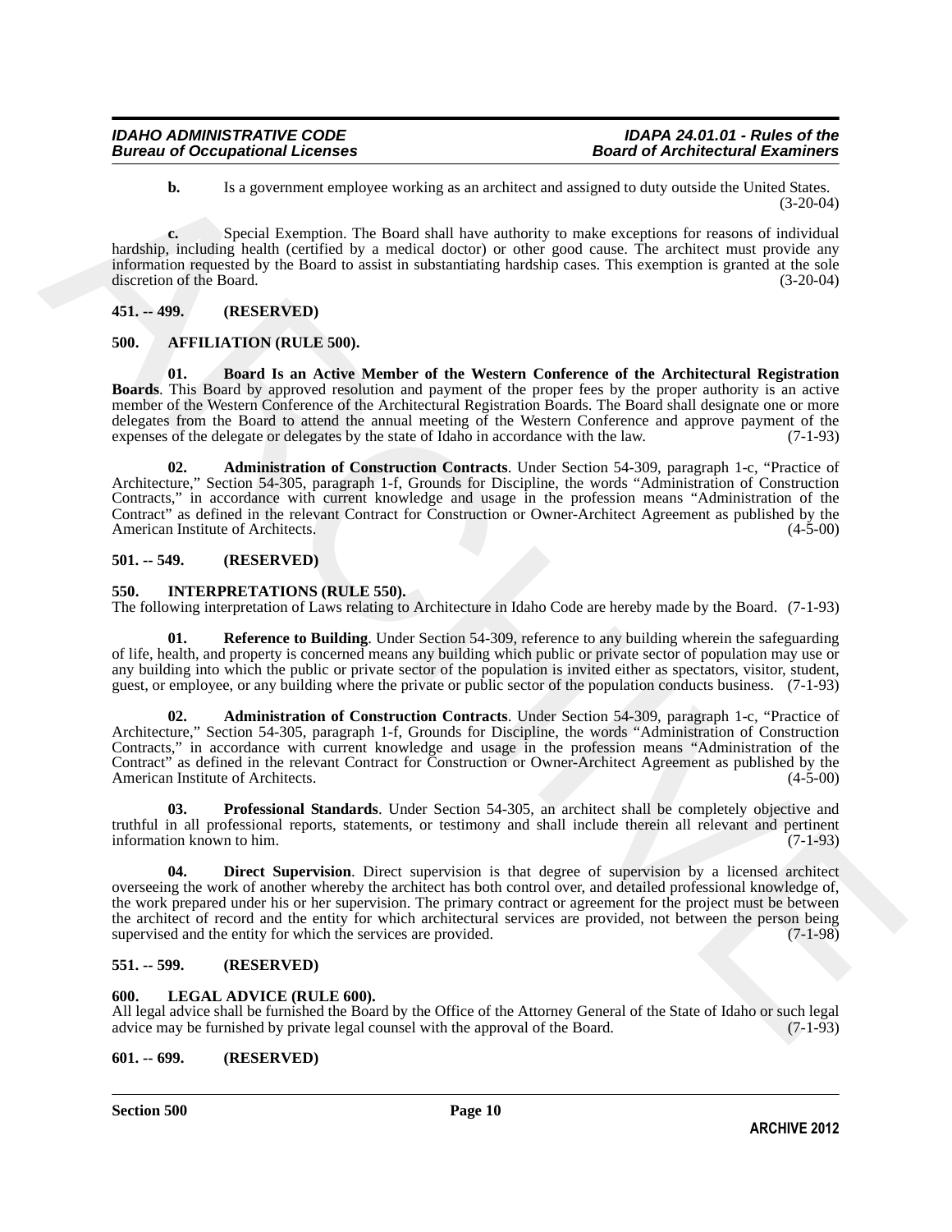**b.** Is a government employee working as an architect and assigned to duty outside the United States. (3-20-04)

**c.** Special Exemption. The Board shall have authority to make exceptions for reasons of individual hardship, including health (certified by a medical doctor) or other good cause. The architect must provide any information requested by the Board to assist in substantiating hardship cases. This exemption is granted at the sole discretion of the Board. (3-20-04)

### 451. -- 499. (RESERVED)

### 500. AFFILIATION (RULE 500).

**01. Board Is an Active Member of the Western Conference of the Architectural Registration Boards**. This Board by approved resolution and payment of the proper fees by the proper authority is an active member of the Western Conference of the Architectural Registration Boards. The Board shall designate one or more delegates from the Board to attend the annual meeting of the Western Conference and approve payment of the expenses of the delegate or delegates by the state of Idaho in accordance with the law. (7-1-93)

**02. Administration of Construction Contracts**. Under Section 54-309, paragraph 1-c, "Practice of Architecture," Section 54-305, paragraph 1-f, Grounds for Discipline, the words "Administration of Construction Contracts," in accordance with current knowledge and usage in the profession means "Administration of the Contract" as defined in the relevant Contract for Construction or Owner-Architect Agreement as published by the American Institute of Architects. (4-5-00)

### 501. -- 549. (RESERVED)

### 550. INTERPRETATIONS (RULE 550).

The following interpretation of Laws relating to Architecture in Idaho Code are hereby made by the Board. (7-1-93)

**01. Reference to Building**. Under Section 54-309, reference to any building wherein the safeguarding of life, health, and property is concerned means any building which public or private sector of population may use or any building into which the public or private sector of the population is invited either as spectators, visitor, student, guest, or employee, or any building where the private or public sector of the population conducts business. (7-1-93)

**02. Administration of Construction Contracts**. Under Section 54-309, paragraph 1-c, "Practice of Architecture," Section 54-305, paragraph 1-f, Grounds for Discipline, the words "Administration of Construction Contracts," in accordance with current knowledge and usage in the profession means "Administration of the Contract" as defined in the relevant Contract for Construction or Owner-Architect Agreement as published by the American Institute of Architects. (4-5-00)

**03. Professional Standards**. Under Section 54-305, an architect shall be completely objective and truthful in all professional reports, statements, or testimony and shall include therein all relevant and pertinent information known to him. (7-1-93)

**04. Direct Supervision**. Direct supervision is that degree of supervision by a licensed architect overseeing the work of another whereby the architect has both control over, and detailed professional knowledge of, the work prepared under his or her supervision. The primary contract or agreement for the project must be between the architect of record and the entity for which architectural services are provided, not between the person being supervised and the entity for which the services are provided. (7-1-98)

### 551. -- 599. (RESERVED)

### 600. LEGAL ADVICE (RULE 600).

All legal advice shall be furnished the Board by the Office of the Attorney General of the State of Idaho or such legal advice may be furnished by private legal counsel with the approval of the Board. (7-1-93)

### 601. -- 699. (RESERVED)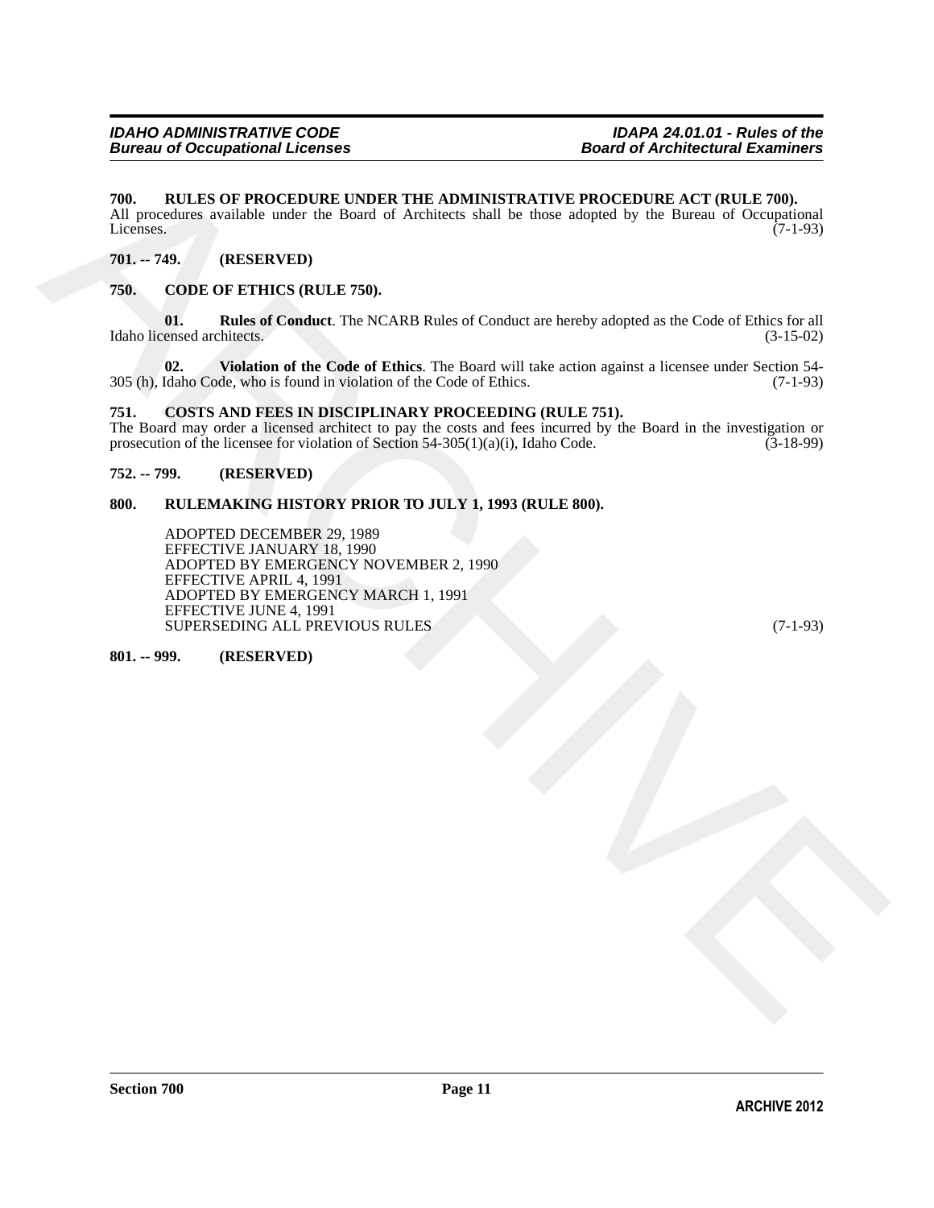### 700. RULES OF PROCEDURE UNDER THE ADMINISTRATIVE PROCEDURE ACT (RULE 700).

All procedures available under the Board of Architects shall be those adopted by the Bureau of Occupational Licenses. (7-1-93)

### 701. -- 749. (RESERVED)

### 750. CODE OF ETHICS (RULE 750).

**01. Rules of Conduct**. The NCARB Rules of Conduct are hereby adopted as the Code of Ethics for all Idaho licensed architects. (3-15-02)

**02. Violation of the Code of Ethics**. The Board will take action against a licensee under Section 54-305 (h), Idaho Code, who is found in violation of the Code of Ethics. (7-1-93)

### 751. COSTS AND FEES IN DISCIPLINARY PROCEEDING (RULE 751).

The Board may order a licensed architect to pay the costs and fees incurred by the Board in the investigation or prosecution of the licensee for violation of Section 54-305(1)(a)(i), Idaho Code. (3-18-99)

### 752. -- 799. (RESERVED)

### 800. RULEMAKING HISTORY PRIOR TO JULY 1, 1993 (RULE 800).

ADOPTED DECEMBER 29, 1989
EFFECTIVE JANUARY 18, 1990
ADOPTED BY EMERGENCY NOVEMBER 2, 1990
EFFECTIVE APRIL 4, 1991
ADOPTED BY EMERGENCY MARCH 1, 1991
EFFECTIVE JUNE 4, 1991
SUPERSEDING ALL PREVIOUS RULES (7-1-93)

### 801. -- 999. (RESERVED)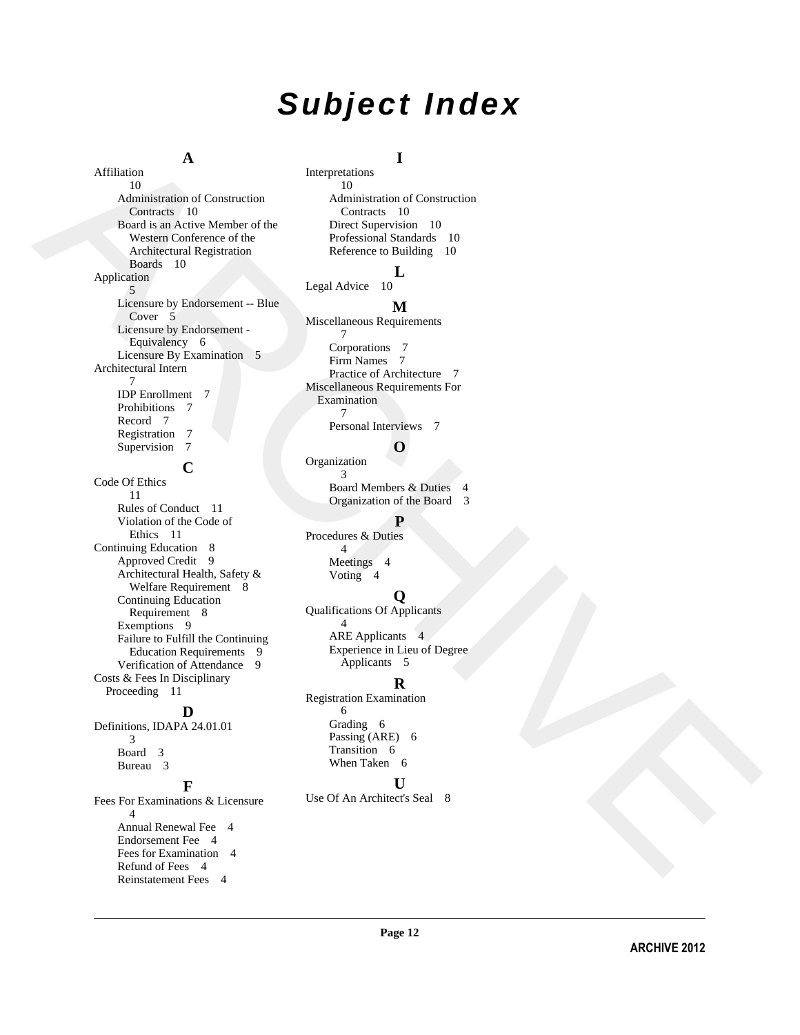# Subject Index

**A**

Affiliation 10
- Administration of Construction Contracts 10
- Board is an Active Member of the Western Conference of the Architectural Registration Boards 10

Application 5
- Licensure by Endorsement -- Blue Cover 5
- Licensure by Endorsement - Equivalency 6
- Licensure By Examination 5

Architectural Intern 7
- IDP Enrollment 7
- Prohibitions 7
- Record 7
- Registration 7
- Supervision 7

**C**

Code Of Ethics 11
- Rules of Conduct 11
- Violation of the Code of Ethics 11

Continuing Education 8
- Approved Credit 9
- Architectural Health, Safety & Welfare Requirement 8
- Continuing Education Requirement 8
- Exemptions 9
- Failure to Fulfill the Continuing Education Requirements 9
- Verification of Attendance 9

Costs & Fees In Disciplinary Proceeding 11

**D**

Definitions, IDAPA 24.01.01 3
- Board 3
- Bureau 3

**F**

Fees For Examinations & Licensure 4
- Annual Renewal Fee 4
- Endorsement Fee 4
- Fees for Examination 4
- Refund of Fees 4
- Reinstatement Fees 4

**I**

Interpretations 10
- Administration of Construction Contracts 10
- Direct Supervision 10
- Professional Standards 10
- Reference to Building 10

**L**

Legal Advice 10

**M**

Miscellaneous Requirements 7
- Corporations 7
- Firm Names 7
- Practice of Architecture 7

Miscellaneous Requirements For Examination 7
- Personal Interviews 7

**O**

Organization 3
- Board Members & Duties 4
- Organization of the Board 3

**P**

Procedures & Duties 4
- Meetings 4
- Voting 4

**Q**

Qualifications Of Applicants 4
- ARE Applicants 4
- Experience in Lieu of Degree Applicants 5

**R**

Registration Examination 6
- Grading 6
- Passing (ARE) 6
- Transition 6
- When Taken 6

**U**

Use Of An Architect's Seal 8